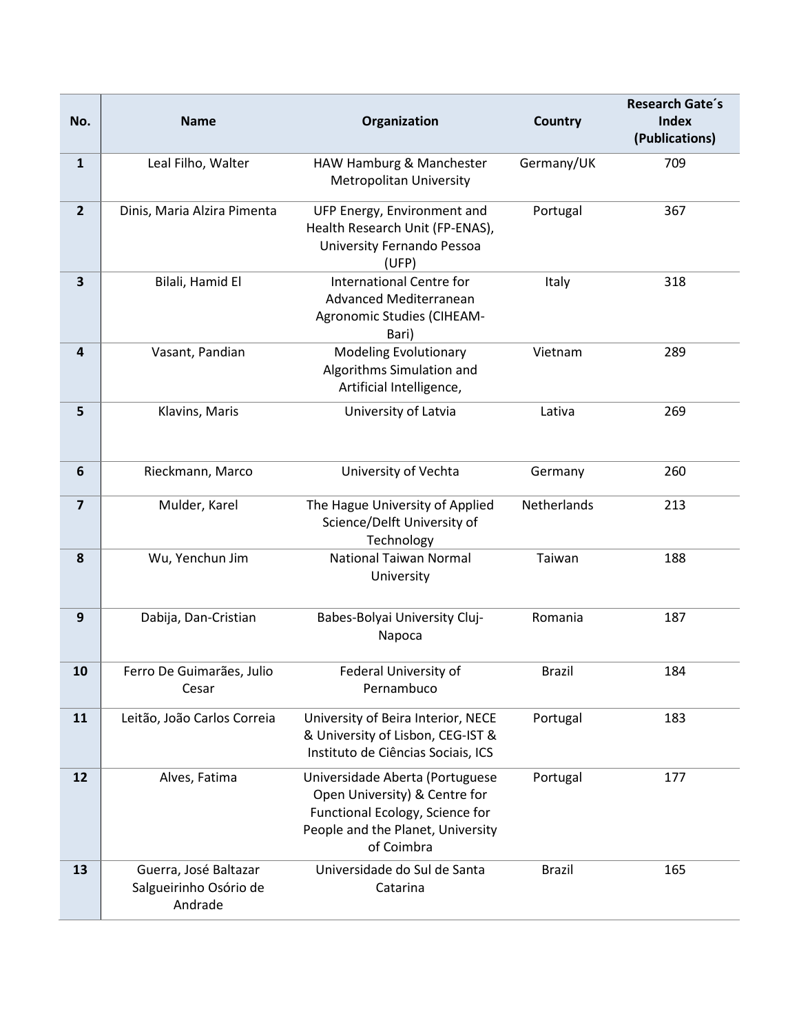| No. | Name | Organization | Country | Research Gate´s Index (Publications) |
|---|---|---|---|---|
| **1** | Leal Filho, Walter | HAW Hamburg & Manchester Metropolitan University | Germany/UK | 709 |
| **2** | Dinis, Maria Alzira Pimenta | UFP Energy, Environment and Health Research Unit (FP-ENAS), University Fernando Pessoa (UFP) | Portugal | 367 |
| **3** | Bilali, Hamid El | International Centre for Advanced Mediterranean Agronomic Studies (CIHEAM-Bari) | Italy | 318 |
| **4** | Vasant, Pandian | Modeling Evolutionary Algorithms Simulation and Artificial Intelligence, | Vietnam | 289 |
| **5** | Klavins, Maris | University of Latvia | Lativa | 269 |
| **6** | Rieckmann, Marco | University of Vechta | Germany | 260 |
| **7** | Mulder, Karel | The Hague University of Applied Science/Delft University of Technology | Netherlands | 213 |
| **8** | Wu, Yenchun Jim | National Taiwan Normal University | Taiwan | 188 |
| **9** | Dabija, Dan-Cristian | Babes-Bolyai University Cluj-Napoca | Romania | 187 |
| **10** | Ferro De Guimarães, Julio Cesar | Federal University of Pernambuco | Brazil | 184 |
| **11** | Leitão, João Carlos Correia | University of Beira Interior, NECE & University of Lisbon, CEG-IST & Instituto de Ciências Sociais, ICS | Portugal | 183 |
| **12** | Alves, Fatima | Universidade Aberta (Portuguese Open University) & Centre for Functional Ecology, Science for People and the Planet, University of Coimbra | Portugal | 177 |
| **13** | Guerra, José Baltazar Salgueirinho Osório de Andrade | Universidade do Sul de Santa Catarina | Brazil | 165 |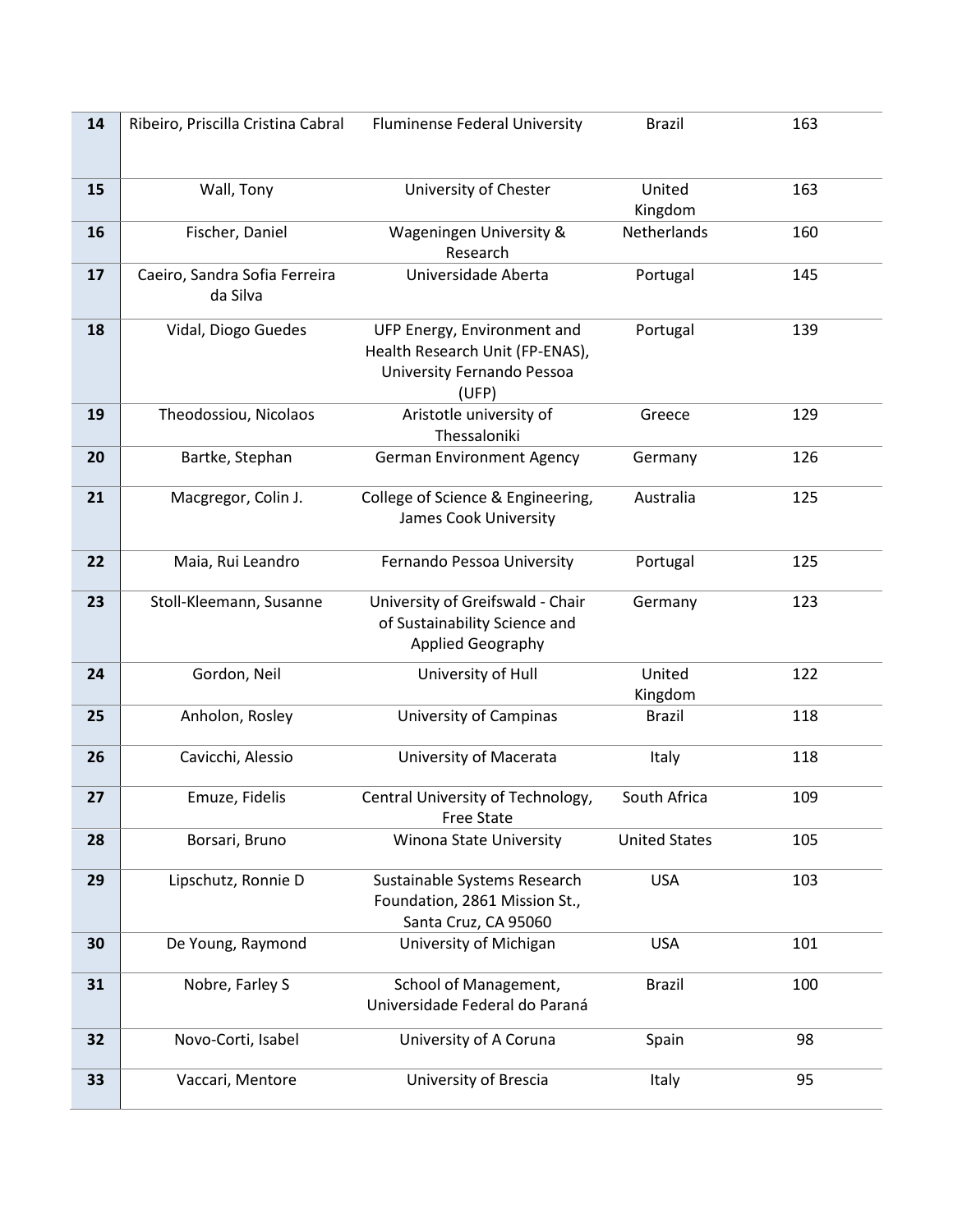| | | | | |
|---|---|---|---|---|
| **14** | Ribeiro, Priscilla Cristina Cabral | Fluminense Federal University | Brazil | 163 |
| **15** | Wall, Tony | University of Chester | United Kingdom | 163 |
| **16** | Fischer, Daniel | Wageningen University & Research | Netherlands | 160 |
| **17** | Caeiro, Sandra Sofia Ferreira da Silva | Universidade Aberta | Portugal | 145 |
| **18** | Vidal, Diogo Guedes | UFP Energy, Environment and Health Research Unit (FP-ENAS), University Fernando Pessoa (UFP) | Portugal | 139 |
| **19** | Theodossiou, Nicolaos | Aristotle university of Thessaloniki | Greece | 129 |
| **20** | Bartke, Stephan | German Environment Agency | Germany | 126 |
| **21** | Macgregor, Colin J. | College of Science & Engineering, James Cook University | Australia | 125 |
| **22** | Maia, Rui Leandro | Fernando Pessoa University | Portugal | 125 |
| **23** | Stoll-Kleemann, Susanne | University of Greifswald - Chair of Sustainability Science and Applied Geography | Germany | 123 |
| **24** | Gordon, Neil | University of Hull | United Kingdom | 122 |
| **25** | Anholon, Rosley | University of Campinas | Brazil | 118 |
| **26** | Cavicchi, Alessio | University of Macerata | Italy | 118 |
| **27** | Emuze, Fidelis | Central University of Technology, Free State | South Africa | 109 |
| **28** | Borsari, Bruno | Winona State University | United States | 105 |
| **29** | Lipschutz, Ronnie D | Sustainable Systems Research Foundation, 2861 Mission St., Santa Cruz, CA 95060 | USA | 103 |
| **30** | De Young, Raymond | University of Michigan | USA | 101 |
| **31** | Nobre, Farley S | School of Management, Universidade Federal do Paraná | Brazil | 100 |
| **32** | Novo-Corti, Isabel | University of A Coruna | Spain | 98 |
| **33** | Vaccari, Mentore | University of Brescia | Italy | 95 |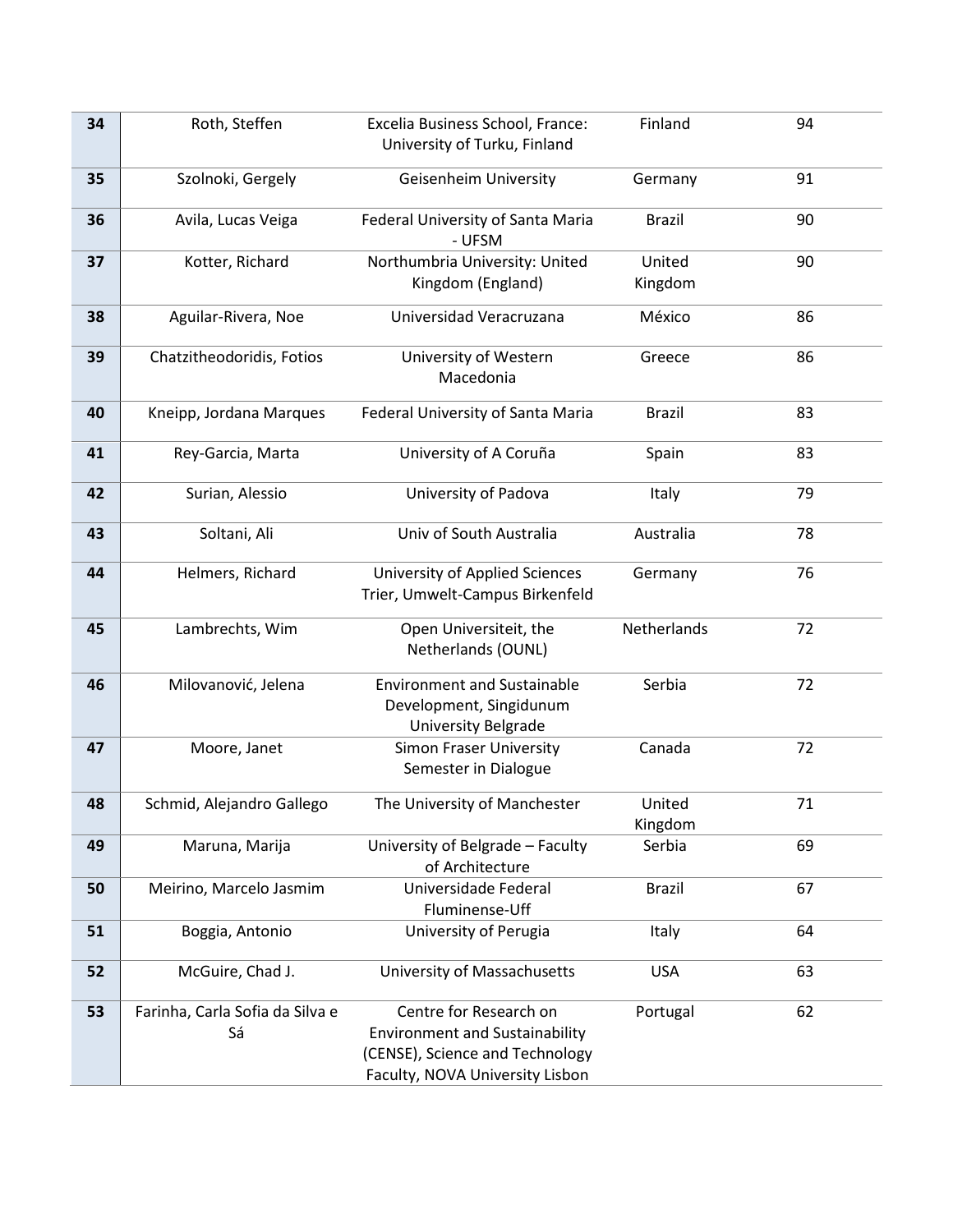| | | | | |
|---|---|---|---|---|
| **34** | Roth, Steffen | Excelia Business School, France: University of Turku, Finland | Finland | 94 |
| **35** | Szolnoki, Gergely | Geisenheim University | Germany | 91 |
| **36** | Avila, Lucas Veiga | Federal University of Santa Maria - UFSM | Brazil | 90 |
| **37** | Kotter, Richard | Northumbria University: United Kingdom (England) | United Kingdom | 90 |
| **38** | Aguilar-Rivera, Noe | Universidad Veracruzana | México | 86 |
| **39** | Chatzitheodoridis, Fotios | University of Western Macedonia | Greece | 86 |
| **40** | Kneipp, Jordana Marques | Federal University of Santa Maria | Brazil | 83 |
| **41** | Rey-Garcia, Marta | University of A Coruña | Spain | 83 |
| **42** | Surian, Alessio | University of Padova | Italy | 79 |
| **43** | Soltani, Ali | Univ of South Australia | Australia | 78 |
| **44** | Helmers, Richard | University of Applied Sciences Trier, Umwelt-Campus Birkenfeld | Germany | 76 |
| **45** | Lambrechts, Wim | Open Universiteit, the Netherlands (OUNL) | Netherlands | 72 |
| **46** | Milovanović, Jelena | Environment and Sustainable Development, Singidunum University Belgrade | Serbia | 72 |
| **47** | Moore, Janet | Simon Fraser University Semester in Dialogue | Canada | 72 |
| **48** | Schmid, Alejandro Gallego | The University of Manchester | United Kingdom | 71 |
| **49** | Maruna, Marija | University of Belgrade – Faculty of Architecture | Serbia | 69 |
| **50** | Meirino, Marcelo Jasmim | Universidade Federal Fluminense-Uff | Brazil | 67 |
| **51** | Boggia, Antonio | University of Perugia | Italy | 64 |
| **52** | McGuire, Chad J. | University of Massachusetts | USA | 63 |
| **53** | Farinha, Carla Sofia da Silva e Sá | Centre for Research on Environment and Sustainability (CENSE), Science and Technology Faculty, NOVA University Lisbon | Portugal | 62 |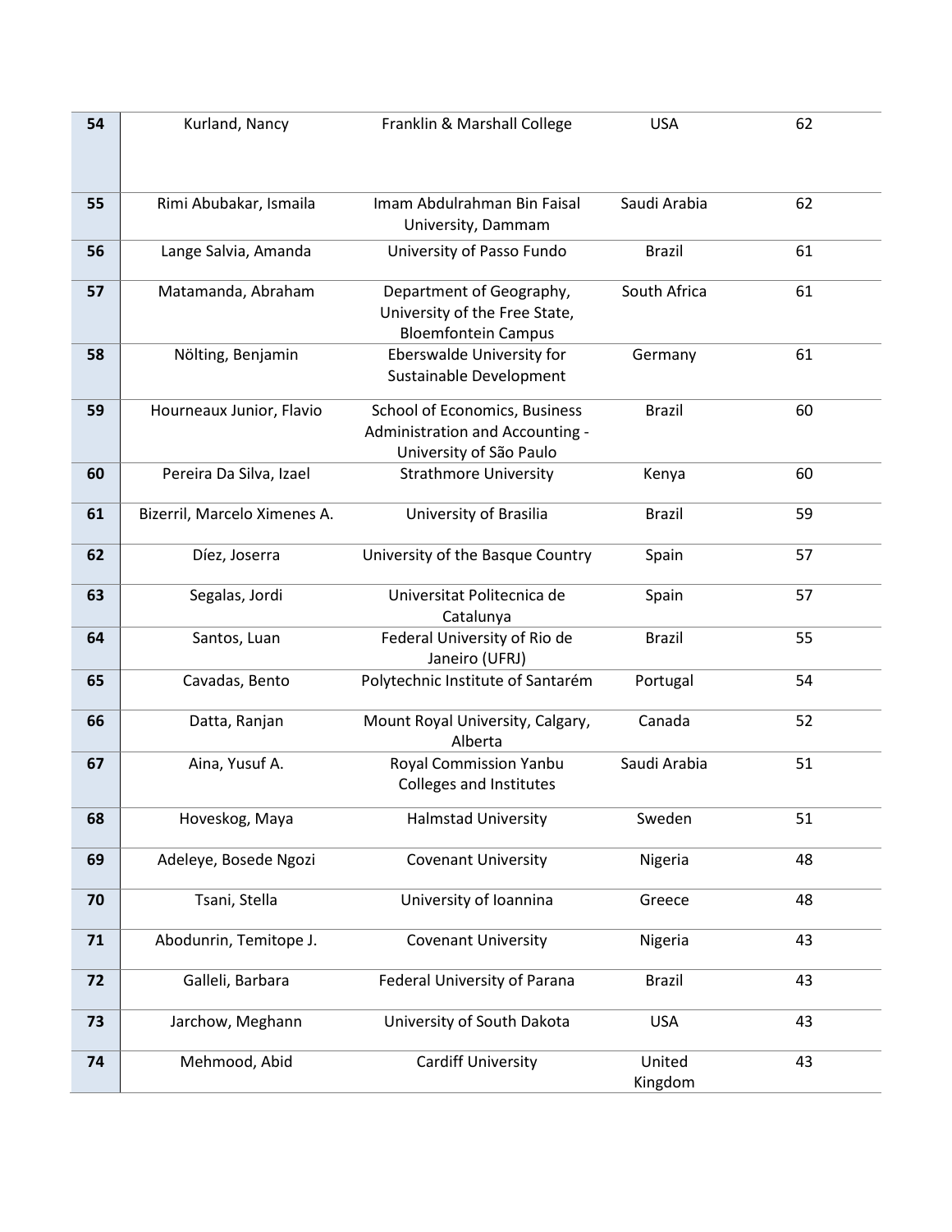| | | | | |
|---|---|---|---|---|
| **54** | Kurland, Nancy | Franklin & Marshall College | USA | 62 |
| **55** | Rimi Abubakar, Ismaila | Imam Abdulrahman Bin Faisal University, Dammam | Saudi Arabia | 62 |
| **56** | Lange Salvia, Amanda | University of Passo Fundo | Brazil | 61 |
| **57** | Matamanda, Abraham | Department of Geography, University of the Free State, Bloemfontein Campus | South Africa | 61 |
| **58** | Nölting, Benjamin | Eberswalde University for Sustainable Development | Germany | 61 |
| **59** | Hourneaux Junior, Flavio | School of Economics, Business Administration and Accounting - University of São Paulo | Brazil | 60 |
| **60** | Pereira Da Silva, Izael | Strathmore University | Kenya | 60 |
| **61** | Bizerril, Marcelo Ximenes A. | University of Brasilia | Brazil | 59 |
| **62** | Díez, Joserra | University of the Basque Country | Spain | 57 |
| **63** | Segalas, Jordi | Universitat Politecnica de Catalunya | Spain | 57 |
| **64** | Santos, Luan | Federal University of Rio de Janeiro (UFRJ) | Brazil | 55 |
| **65** | Cavadas, Bento | Polytechnic Institute of Santarém | Portugal | 54 |
| **66** | Datta, Ranjan | Mount Royal University, Calgary, Alberta | Canada | 52 |
| **67** | Aina, Yusuf A. | Royal Commission Yanbu Colleges and Institutes | Saudi Arabia | 51 |
| **68** | Hoveskog, Maya | Halmstad University | Sweden | 51 |
| **69** | Adeleye, Bosede Ngozi | Covenant University | Nigeria | 48 |
| **70** | Tsani, Stella | University of Ioannina | Greece | 48 |
| **71** | Abodunrin, Temitope J. | Covenant University | Nigeria | 43 |
| **72** | Galleli, Barbara | Federal University of Parana | Brazil | 43 |
| **73** | Jarchow, Meghann | University of South Dakota | USA | 43 |
| **74** | Mehmood, Abid | Cardiff University | United Kingdom | 43 |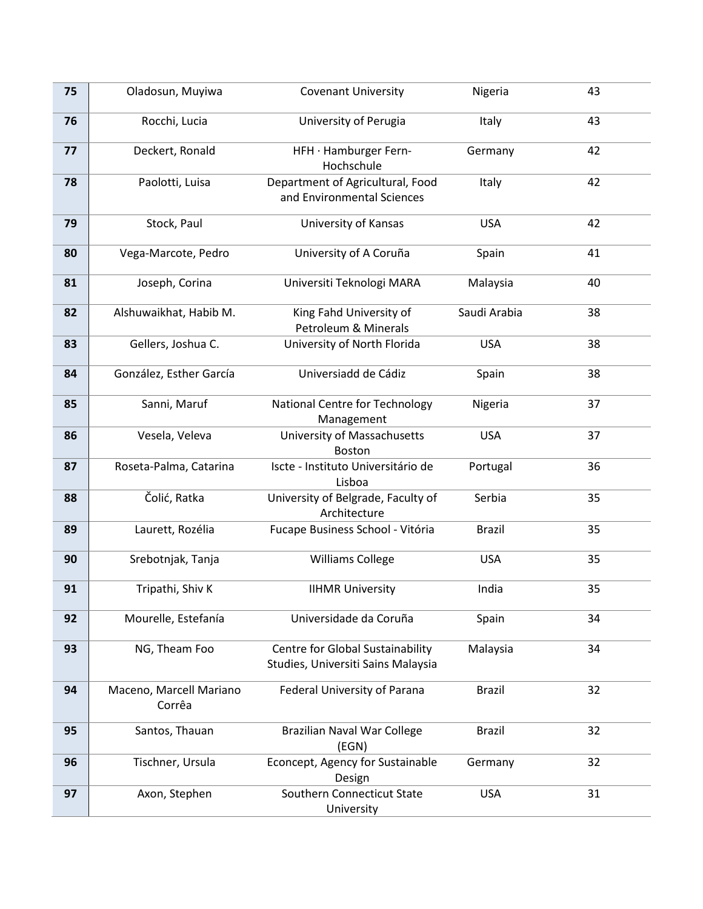| 75 | Oladosun, Muyiwa | Covenant University | Nigeria | 43 |
|---|---|---|---|---|
| 76 | Rocchi, Lucia | University of Perugia | Italy | 43 |
| 77 | Deckert, Ronald | HFH · Hamburger Fern-Hochschule | Germany | 42 |
| 78 | Paolotti, Luisa | Department of Agricultural, Food and Environmental Sciences | Italy | 42 |
| 79 | Stock, Paul | University of Kansas | USA | 42 |
| 80 | Vega-Marcote, Pedro | University of A Coruña | Spain | 41 |
| 81 | Joseph, Corina | Universiti Teknologi MARA | Malaysia | 40 |
| 82 | Alshuwaikhat, Habib M. | King Fahd University of Petroleum & Minerals | Saudi Arabia | 38 |
| 83 | Gellers, Joshua C. | University of North Florida | USA | 38 |
| 84 | González, Esther García | Universiadd de Cádiz | Spain | 38 |
| 85 | Sanni, Maruf | National Centre for Technology Management | Nigeria | 37 |
| 86 | Vesela, Veleva | University of Massachusetts Boston | USA | 37 |
| 87 | Roseta-Palma, Catarina | Iscte - Instituto Universitário de Lisboa | Portugal | 36 |
| 88 | Čolić, Ratka | University of Belgrade, Faculty of Architecture | Serbia | 35 |
| 89 | Laurett, Rozélia | Fucape Business School - Vitória | Brazil | 35 |
| 90 | Srebotnjak, Tanja | Williams College | USA | 35 |
| 91 | Tripathi, Shiv K | IIHMR University | India | 35 |
| 92 | Mourelle, Estefanía | Universidade da Coruña | Spain | 34 |
| 93 | NG, Theam Foo | Centre for Global Sustainability Studies, Universiti Sains Malaysia | Malaysia | 34 |
| 94 | Maceno, Marcell Mariano Corrêa | Federal University of Parana | Brazil | 32 |
| 95 | Santos, Thauan | Brazilian Naval War College (EGN) | Brazil | 32 |
| 96 | Tischner, Ursula | Econcept, Agency for Sustainable Design | Germany | 32 |
| 97 | Axon, Stephen | Southern Connecticut State University | USA | 31 |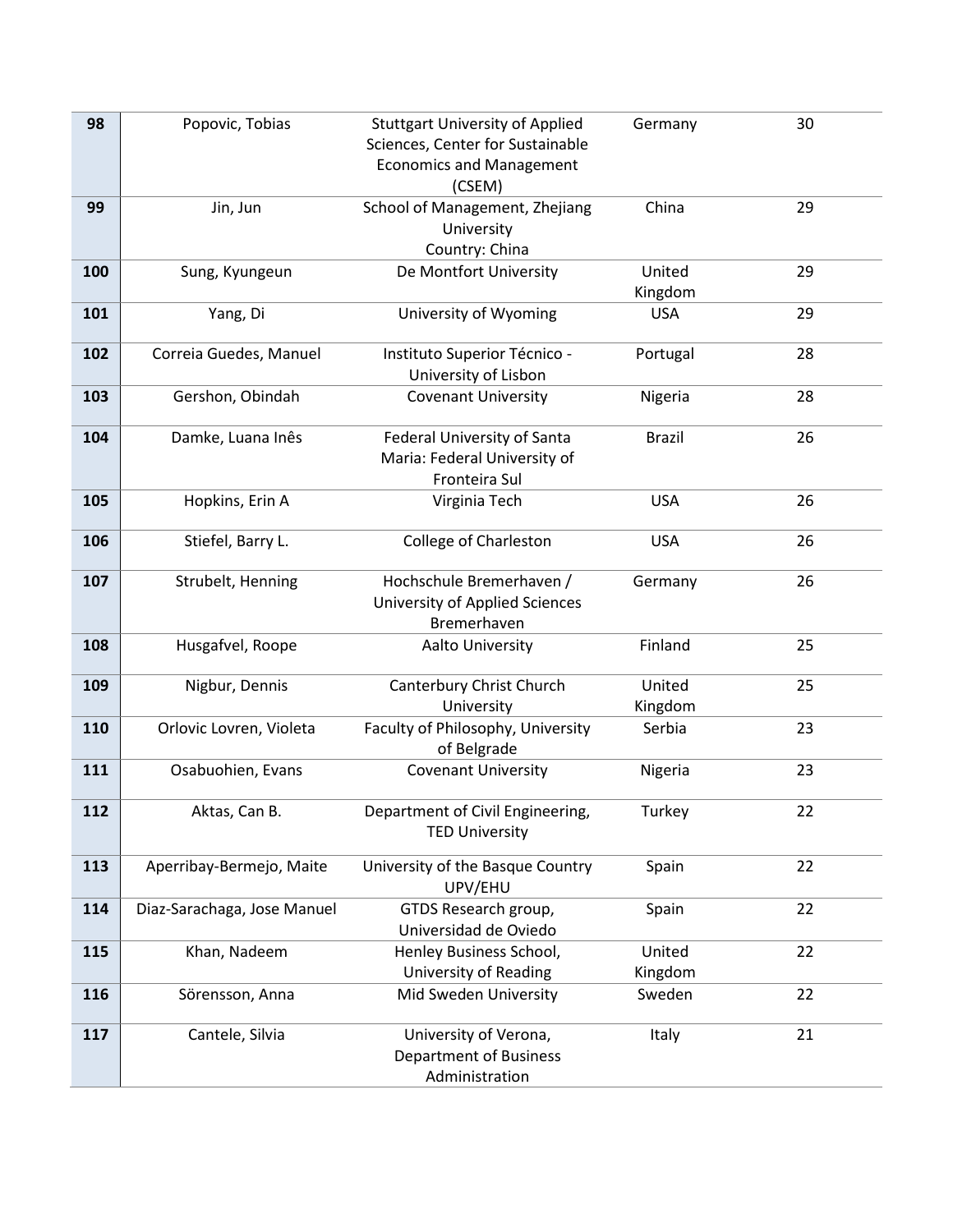| 98 | Popovic, Tobias | Stuttgart University of Applied Sciences, Center for Sustainable Economics and Management (CSEM) | Germany | 30 |
|---|---|---|---|---|
| 99 | Jin, Jun | School of Management, Zhejiang University Country: China | China | 29 |
| 100 | Sung, Kyungeun | De Montfort University | United Kingdom | 29 |
| 101 | Yang, Di | University of Wyoming | USA | 29 |
| 102 | Correia Guedes, Manuel | Instituto Superior Técnico - University of Lisbon | Portugal | 28 |
| 103 | Gershon, Obindah | Covenant University | Nigeria | 28 |
| 104 | Damke, Luana Inês | Federal University of Santa Maria: Federal University of Fronteira Sul | Brazil | 26 |
| 105 | Hopkins, Erin A | Virginia Tech | USA | 26 |
| 106 | Stiefel, Barry L. | College of Charleston | USA | 26 |
| 107 | Strubelt, Henning | Hochschule Bremerhaven / University of Applied Sciences Bremerhaven | Germany | 26 |
| 108 | Husgafvel, Roope | Aalto University | Finland | 25 |
| 109 | Nigbur, Dennis | Canterbury Christ Church University | United Kingdom | 25 |
| 110 | Orlovic Lovren, Violeta | Faculty of Philosophy, University of Belgrade | Serbia | 23 |
| 111 | Osabuohien, Evans | Covenant University | Nigeria | 23 |
| 112 | Aktas, Can B. | Department of Civil Engineering, TED University | Turkey | 22 |
| 113 | Aperribay-Bermejo, Maite | University of the Basque Country UPV/EHU | Spain | 22 |
| 114 | Diaz-Sarachaga, Jose Manuel | GTDS Research group, Universidad de Oviedo | Spain | 22 |
| 115 | Khan, Nadeem | Henley Business School, University of Reading | United Kingdom | 22 |
| 116 | Sörensson, Anna | Mid Sweden University | Sweden | 22 |
| 117 | Cantele, Silvia | University of Verona, Department of Business Administration | Italy | 21 |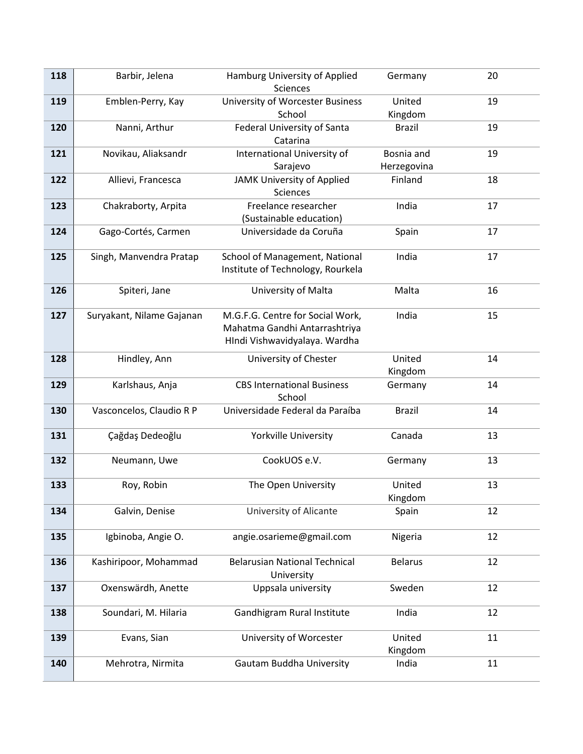| | | | | |
|---|---|---|---|---|
| **118** | Barbir, Jelena | Hamburg University of Applied Sciences | Germany | 20 |
| **119** | Emblen-Perry, Kay | University of Worcester Business School | United Kingdom | 19 |
| **120** | Nanni, Arthur | Federal University of Santa Catarina | Brazil | 19 |
| **121** | Novikau, Aliaksandr | International University of Sarajevo | Bosnia and Herzegovina | 19 |
| **122** | Allievi, Francesca | JAMK University of Applied Sciences | Finland | 18 |
| **123** | Chakraborty, Arpita | Freelance researcher (Sustainable education) | India | 17 |
| **124** | Gago-Cortés, Carmen | Universidade da Coruña | Spain | 17 |
| **125** | Singh, Manvendra Pratap | School of Management, National Institute of Technology, Rourkela | India | 17 |
| **126** | Spiteri, Jane | University of Malta | Malta | 16 |
| **127** | Suryakant, Nilame Gajanan | M.G.F.G. Centre for Social Work, Mahatma Gandhi Antarrashtriya HIndi Vishwavidyalaya. Wardha | India | 15 |
| **128** | Hindley, Ann | University of Chester | United Kingdom | 14 |
| **129** | Karlshaus, Anja | CBS International Business School | Germany | 14 |
| **130** | Vasconcelos, Claudio R P | Universidade Federal da Paraíba | Brazil | 14 |
| **131** | Çağdaş Dedeoğlu | Yorkville University | Canada | 13 |
| **132** | Neumann, Uwe | CookUOS e.V. | Germany | 13 |
| **133** | Roy, Robin | The Open University | United Kingdom | 13 |
| **134** | Galvin, Denise | University of Alicante | Spain | 12 |
| **135** | Igbinoba, Angie O. | angie.osarieme@gmail.com | Nigeria | 12 |
| **136** | Kashiripoor, Mohammad | Belarusian National Technical University | Belarus | 12 |
| **137** | Oxenswärdh, Anette | Uppsala university | Sweden | 12 |
| **138** | Soundari, M. Hilaria | Gandhigram Rural Institute | India | 12 |
| **139** | Evans, Sian | University of Worcester | United Kingdom | 11 |
| **140** | Mehrotra, Nirmita | Gautam Buddha University | India | 11 |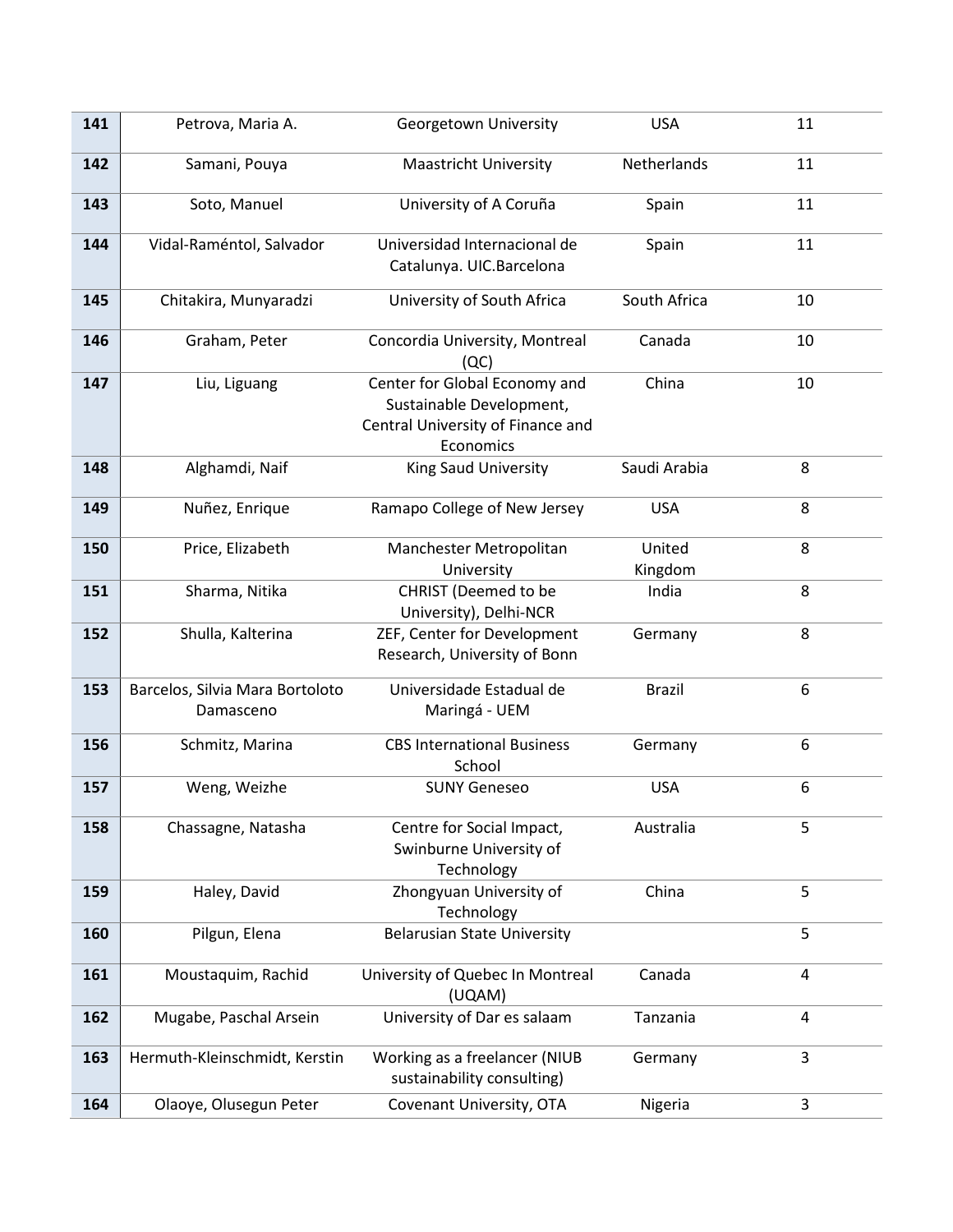| 141 | Petrova, Maria A. | Georgetown University | USA | 11 |
|---|---|---|---|---|
| 142 | Samani, Pouya | Maastricht University | Netherlands | 11 |
| 143 | Soto, Manuel | University of A Coruña | Spain | 11 |
| 144 | Vidal-Raméntol, Salvador | Universidad Internacional de Catalunya. UIC.Barcelona | Spain | 11 |
| 145 | Chitakira, Munyaradzi | University of South Africa | South Africa | 10 |
| 146 | Graham, Peter | Concordia University, Montreal (QC) | Canada | 10 |
| 147 | Liu, Liguang | Center for Global Economy and Sustainable Development, Central University of Finance and Economics | China | 10 |
| 148 | Alghamdi, Naif | King Saud University | Saudi Arabia | 8 |
| 149 | Nuñez, Enrique | Ramapo College of New Jersey | USA | 8 |
| 150 | Price, Elizabeth | Manchester Metropolitan University | United Kingdom | 8 |
| 151 | Sharma, Nitika | CHRIST (Deemed to be University), Delhi-NCR | India | 8 |
| 152 | Shulla, Kalterina | ZEF, Center for Development Research, University of Bonn | Germany | 8 |
| 153 | Barcelos, Silvia Mara Bortoloto Damasceno | Universidade Estadual de Maringá - UEM | Brazil | 6 |
| 156 | Schmitz, Marina | CBS International Business School | Germany | 6 |
| 157 | Weng, Weizhe | SUNY Geneseo | USA | 6 |
| 158 | Chassagne, Natasha | Centre for Social Impact, Swinburne University of Technology | Australia | 5 |
| 159 | Haley, David | Zhongyuan University of Technology | China | 5 |
| 160 | Pilgun, Elena | Belarusian State University | | 5 |
| 161 | Moustaquim, Rachid | University of Quebec In Montreal (UQAM) | Canada | 4 |
| 162 | Mugabe, Paschal Arsein | University of Dar es salaam | Tanzania | 4 |
| 163 | Hermuth-Kleinschmidt, Kerstin | Working as a freelancer (NIUB sustainability consulting) | Germany | 3 |
| 164 | Olaoye, Olusegun Peter | Covenant University, OTA | Nigeria | 3 |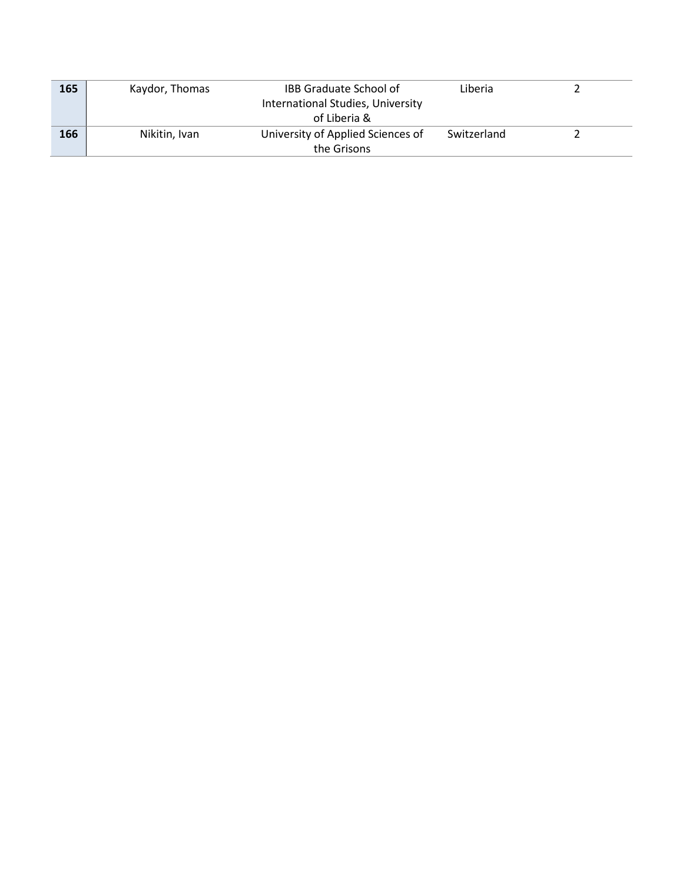| | | | | |
|---|---|---|---|---|
| **165** | Kaydor, Thomas | IBB Graduate School of International Studies, University of Liberia & | Liberia | 2 |
| **166** | Nikitin, Ivan | University of Applied Sciences of the Grisons | Switzerland | 2 |